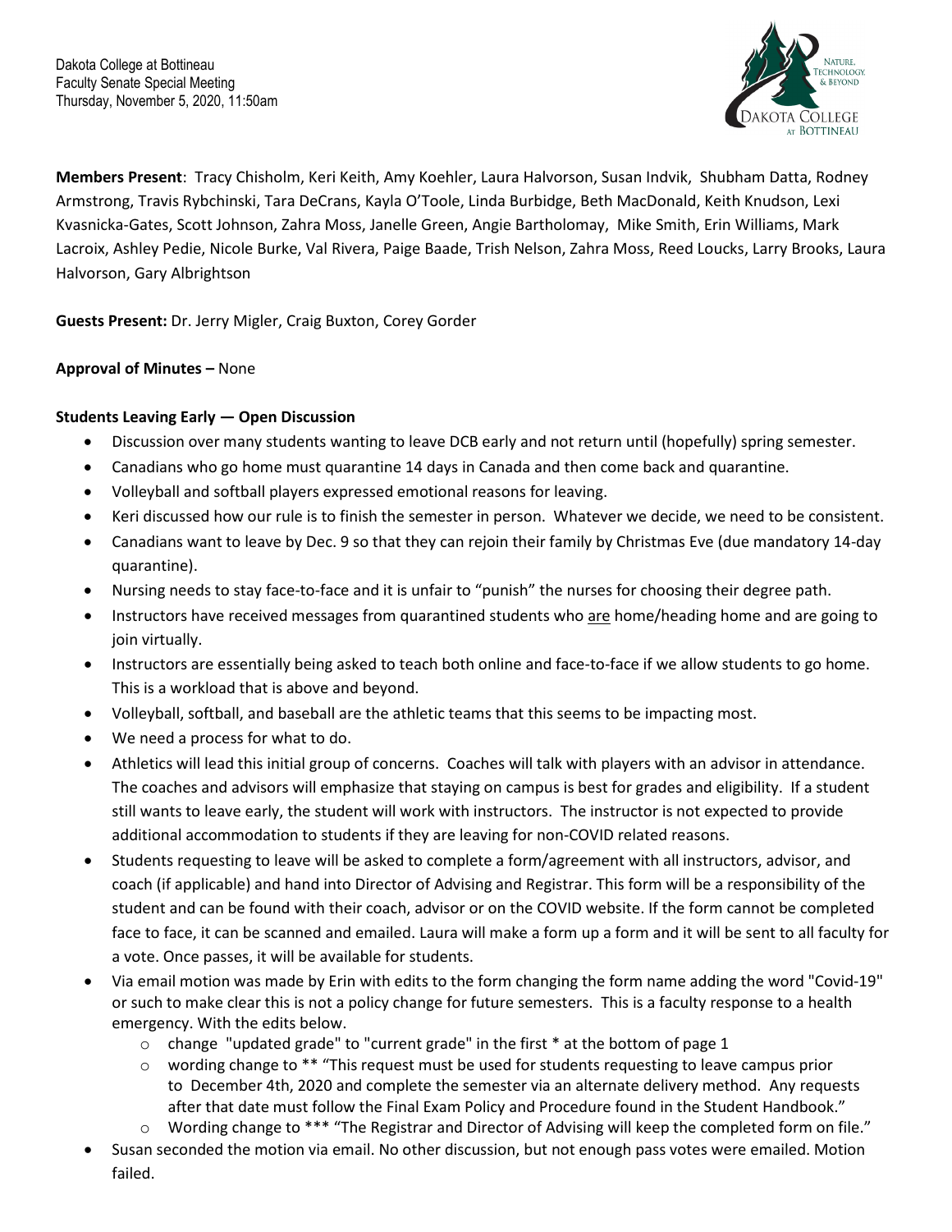Dakota College at Bottineau
Faculty Senate Special Meeting
Thursday, November 5, 2020, 11:50am

**Members Present**: Tracy Chisholm, Keri Keith, Amy Koehler, Laura Halvorson, Susan Indvik, Shubham Datta, Rodney Armstrong, Travis Rybchinski, Tara DeCrans, Kayla O'Toole, Linda Burbidge, Beth MacDonald, Keith Knudson, Lexi Kvasnicka-Gates, Scott Johnson, Zahra Moss, Janelle Green, Angie Bartholomay, Mike Smith, Erin Williams, Mark Lacroix, Ashley Pedie, Nicole Burke, Val Rivera, Paige Baade, Trish Nelson, Zahra Moss, Reed Loucks, Larry Brooks, Laura Halvorson, Gary Albrightson

**Guests Present:** Dr. Jerry Migler, Craig Buxton, Corey Gorder

**Approval of Minutes –** None

**Students Leaving Early — Open Discussion**

- Discussion over many students wanting to leave DCB early and not return until (hopefully) spring semester.
- Canadians who go home must quarantine 14 days in Canada and then come back and quarantine.
- Volleyball and softball players expressed emotional reasons for leaving.
- Keri discussed how our rule is to finish the semester in person. Whatever we decide, we need to be consistent.
- Canadians want to leave by Dec. 9 so that they can rejoin their family by Christmas Eve (due mandatory 14-day quarantine).
- Nursing needs to stay face-to-face and it is unfair to "punish" the nurses for choosing their degree path.
- Instructors have received messages from quarantined students who are home/heading home and are going to join virtually.
- Instructors are essentially being asked to teach both online and face-to-face if we allow students to go home. This is a workload that is above and beyond.
- Volleyball, softball, and baseball are the athletic teams that this seems to be impacting most.
- We need a process for what to do.
- Athletics will lead this initial group of concerns. Coaches will talk with players with an advisor in attendance. The coaches and advisors will emphasize that staying on campus is best for grades and eligibility. If a student still wants to leave early, the student will work with instructors. The instructor is not expected to provide additional accommodation to students if they are leaving for non-COVID related reasons.
- Students requesting to leave will be asked to complete a form/agreement with all instructors, advisor, and coach (if applicable) and hand into Director of Advising and Registrar. This form will be a responsibility of the student and can be found with their coach, advisor or on the COVID website. If the form cannot be completed face to face, it can be scanned and emailed. Laura will make a form up a form and it will be sent to all faculty for a vote. Once passes, it will be available for students.
- Via email motion was made by Erin with edits to the form changing the form name adding the word "Covid-19" or such to make clear this is not a policy change for future semesters. This is a faculty response to a health emergency. With the edits below.
  - change "updated grade" to "current grade" in the first * at the bottom of page 1
  - wording change to ** "This request must be used for students requesting to leave campus prior to December 4th, 2020 and complete the semester via an alternate delivery method. Any requests after that date must follow the Final Exam Policy and Procedure found in the Student Handbook."
  - Wording change to *** "The Registrar and Director of Advising will keep the completed form on file."
- Susan seconded the motion via email. No other discussion, but not enough pass votes were emailed. Motion failed.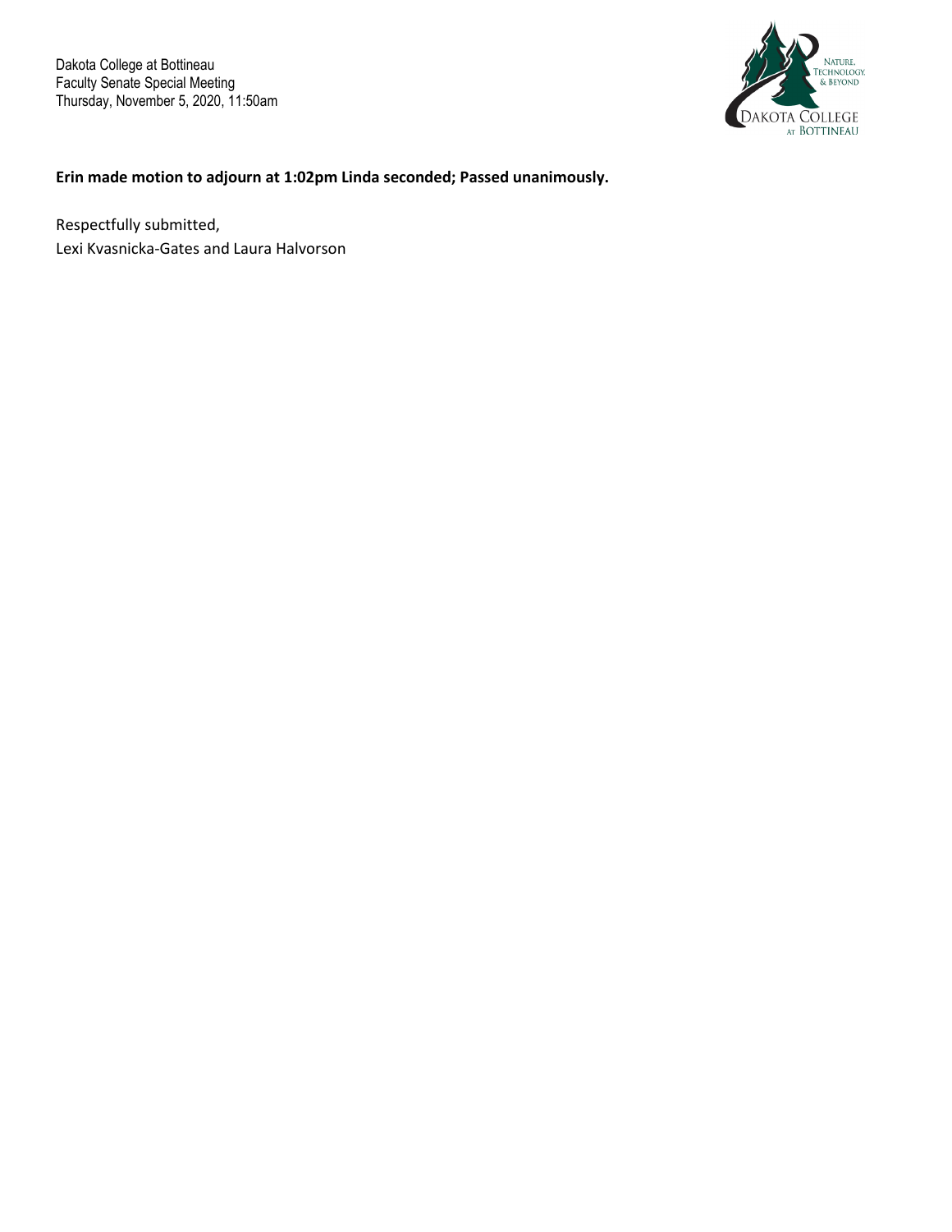**Erin made motion to adjourn at 1:02pm Linda seconded; Passed unanimously.**

Respectfully submitted,
Lexi Kvasnicka-Gates and Laura Halvorson